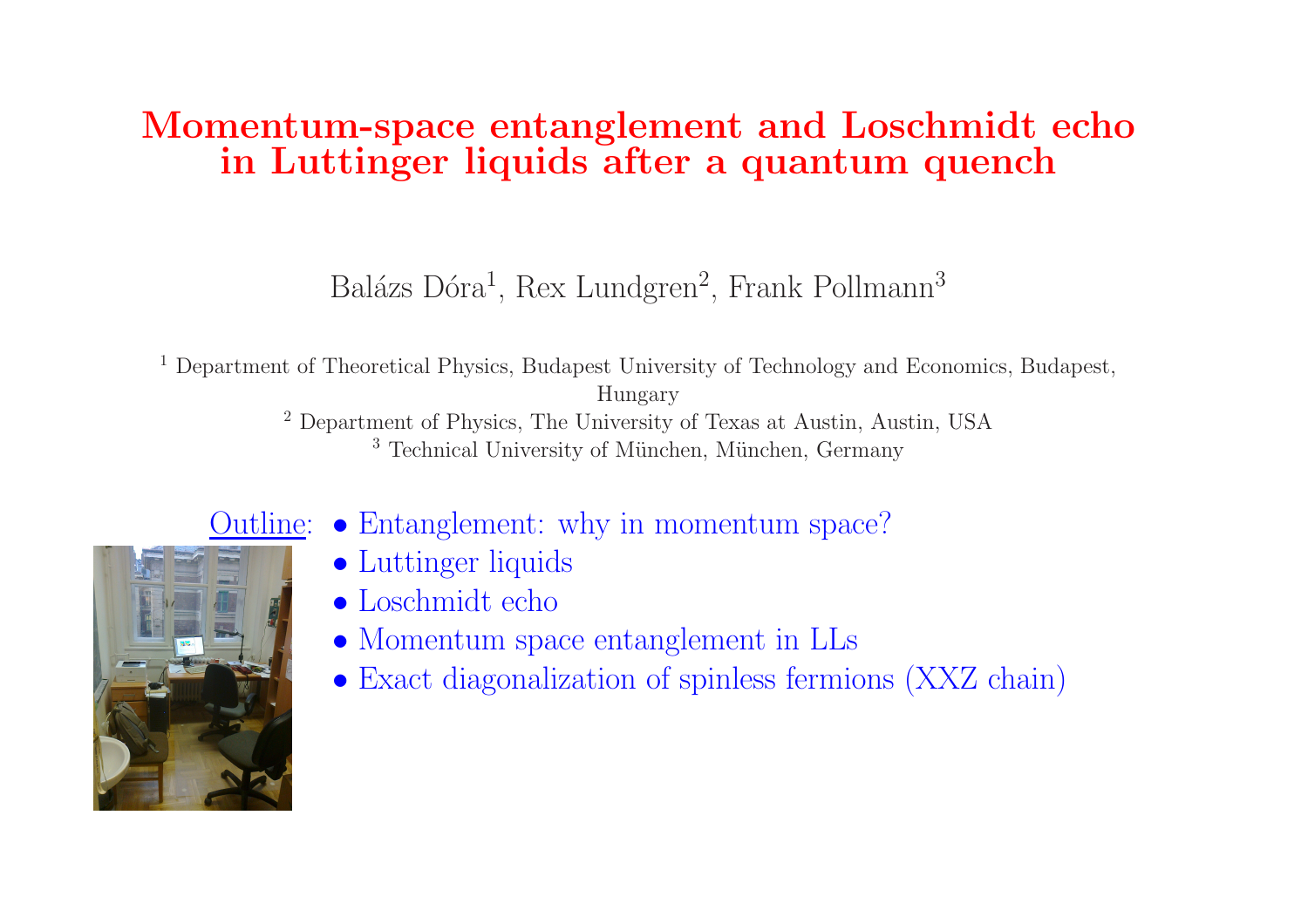# Momentum-space entanglement and Loschmidt echo in Luttinger liquids after a quantum quench

Balázs Dóra[1], Rex Lundgren[2], Frank Pollmann[3]

[1] Department of Theoretical Physics, Budapest University of Technology and Economics, Budapest, Hungary
[2] Department of Physics, The University of Texas at Austin, Austin, USA
[3] Technical University of München, München, Germany

Outline:

- Entanglement: why in momentum space?
- Luttinger liquids
- Loschmidt echo
- Momentum space entanglement in LLs
- Exact diagonalization of spinless fermions (XXZ chain)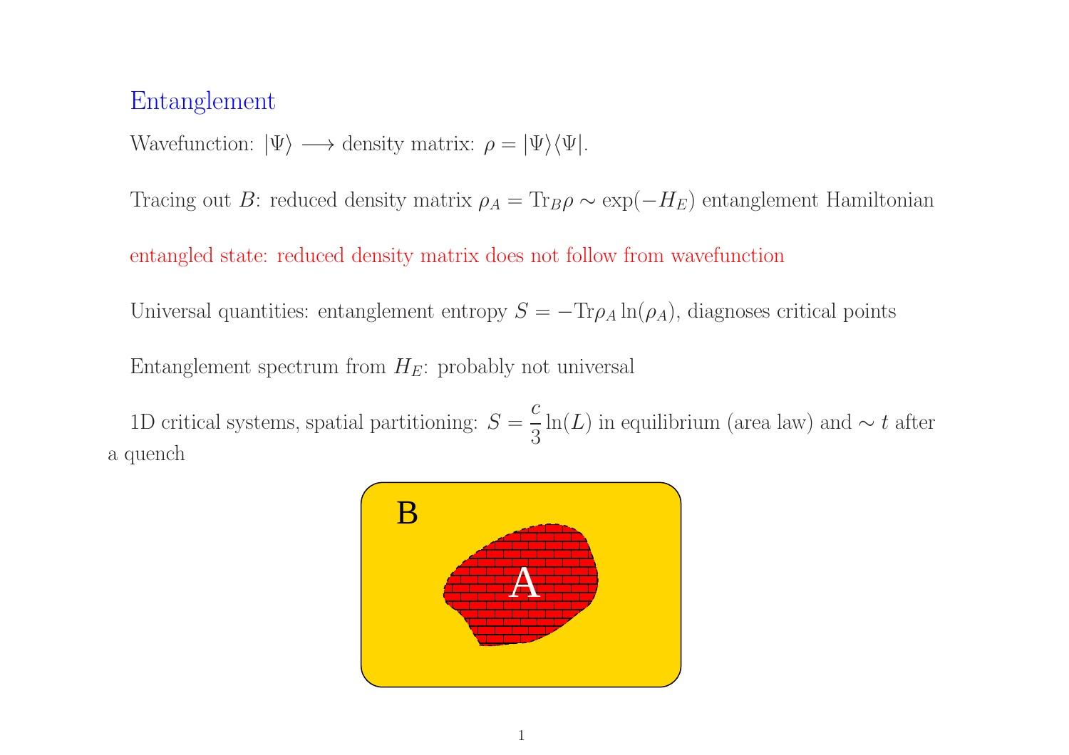# Entanglement

Wavefunction: $|\Psi\rangle \longrightarrow$ density matrix: $\rho = |\Psi\rangle\langle\Psi|$.

Tracing out $B$: reduced density matrix $\rho_A = \mathrm{Tr}_B \rho \sim \exp(-H_E)$ entanglement Hamiltonian

entangled state: reduced density matrix does not follow from wavefunction

Universal quantities: entanglement entropy $S = -\mathrm{Tr}\rho_A \ln(\rho_A)$, diagnoses critical points

Entanglement spectrum from $H_E$: probably not universal

1D critical systems, spatial partitioning: $S = \dfrac{c}{3}\ln(L)$ in equilibrium (area law) and $\sim t$ after a quench

B

A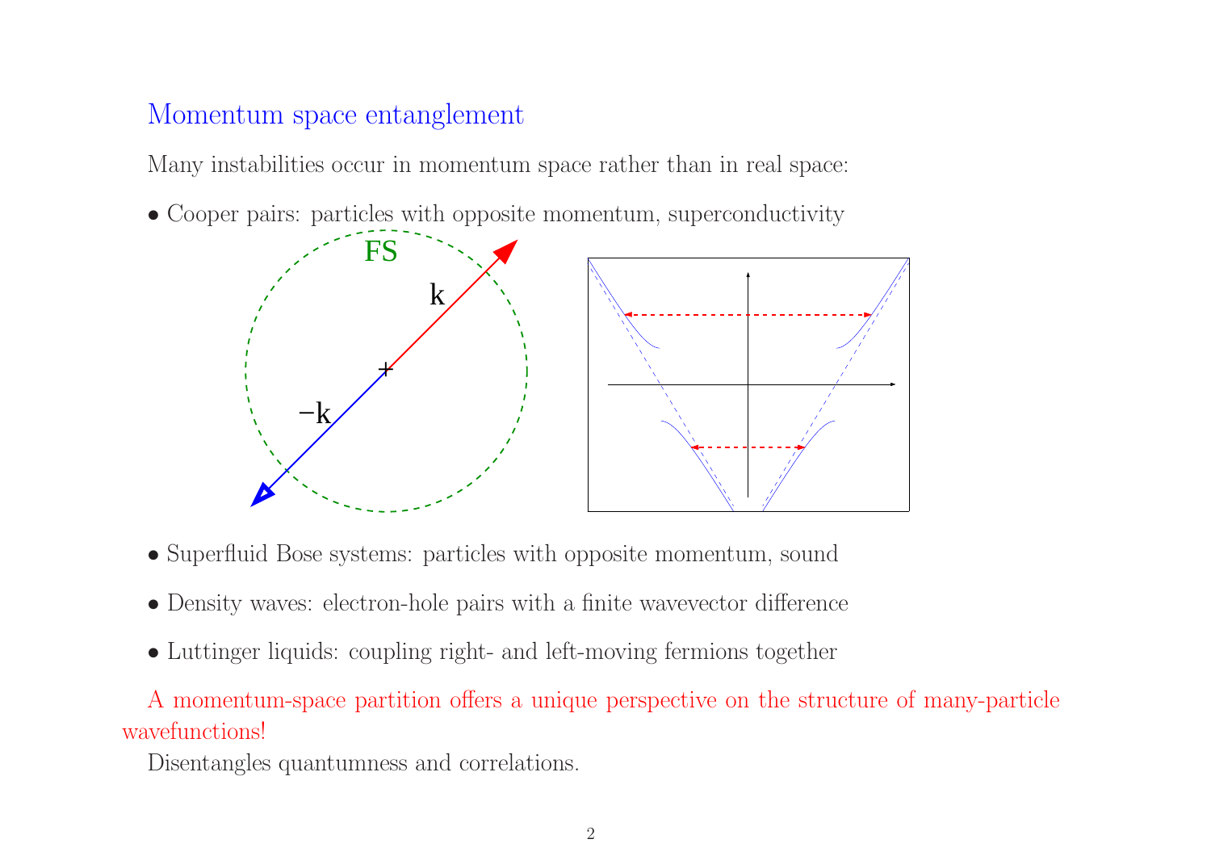## Momentum space entanglement

Many instabilities occur in momentum space rather than in real space:

- Cooper pairs: particles with opposite momentum, superconductivity

- Superfluid Bose systems: particles with opposite momentum, sound
- Density waves: electron-hole pairs with a finite wavevector difference
- Luttinger liquids: coupling right- and left-moving fermions together

A momentum-space partition offers a unique perspective on the structure of many-particle wavefunctions!

Disentangles quantumness and correlations.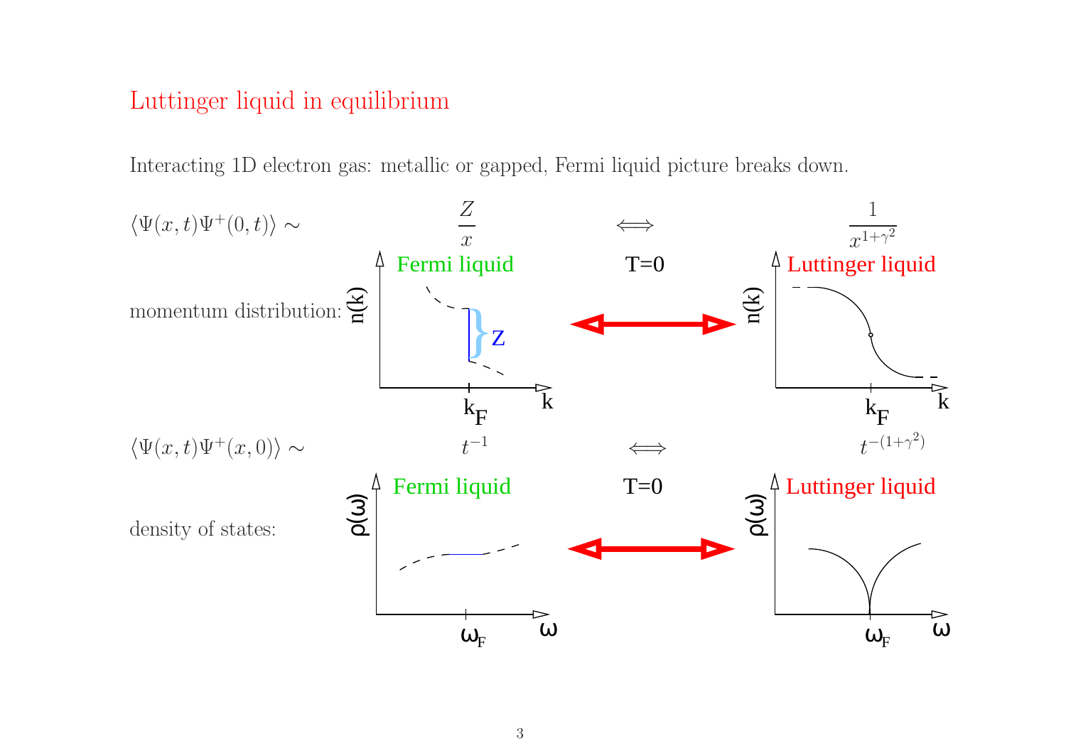# Luttinger liquid in equilibrium

Interacting 1D electron gas: metallic or gapped, Fermi liquid picture breaks down.

$\langle \Psi(x,t)\Psi^+(0,t)\rangle \sim$ $\frac{Z}{x}$ $\Longleftrightarrow$ $\frac{1}{x^{1+\gamma^2}}$

Fermi liquid T=0 Luttinger liquid

momentum distribution:

$\langle \Psi(x,t)\Psi^+(x,0)\rangle \sim$ $t^{-1}$ $\Longleftrightarrow$ $t^{-(1+\gamma^2)}$

Fermi liquid T=0 Luttinger liquid

density of states: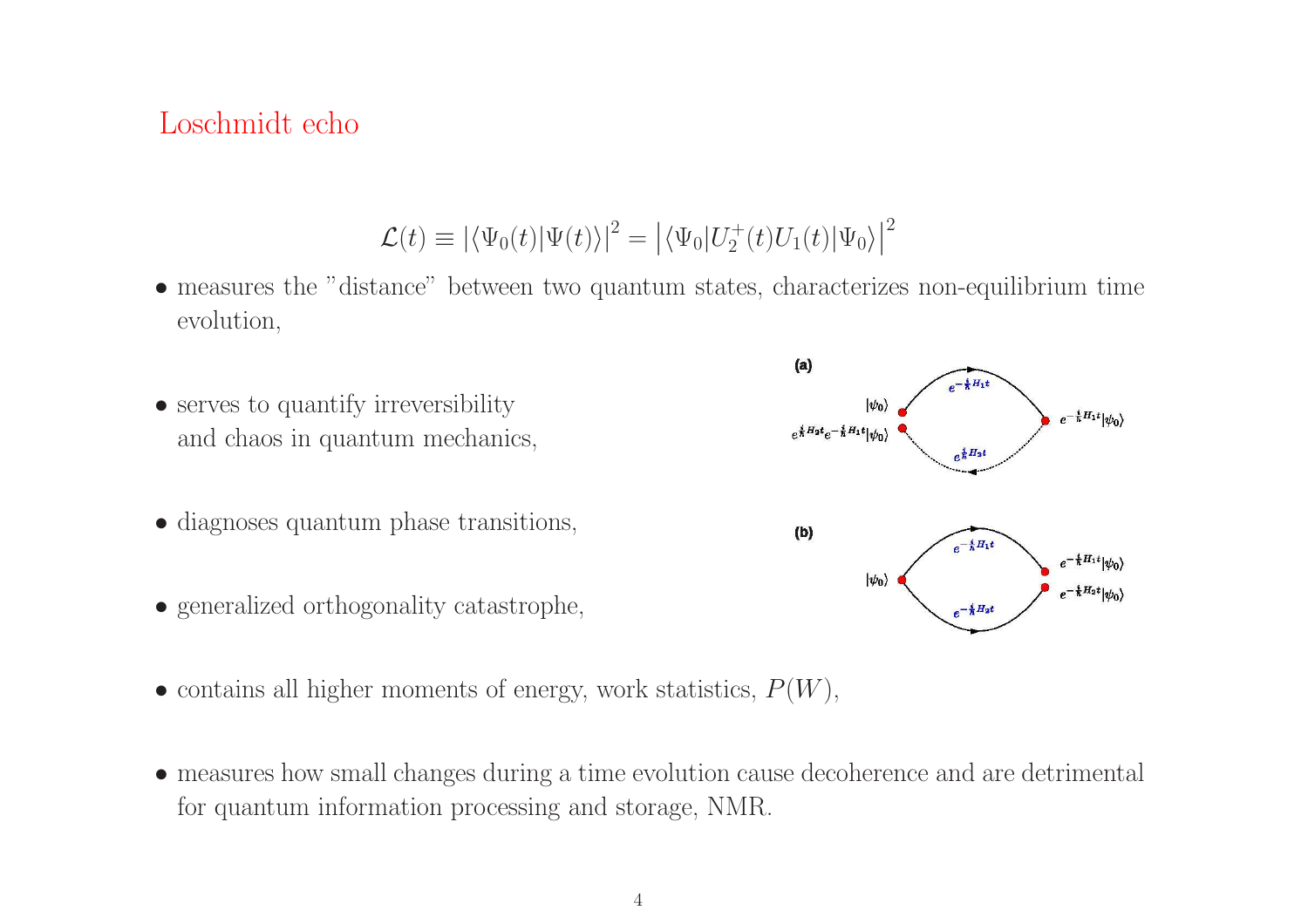# Loschmidt echo

$$\mathcal{L}(t) \equiv \left|\langle \Psi_0(t)|\Psi(t)\rangle\right|^2 = \left|\langle \Psi_0|U_2^+(t)U_1(t)|\Psi_0\rangle\right|^2$$

- measures the "distance" between two quantum states, characterizes non-equilibrium time evolution,

- serves to quantify irreversibility and chaos in quantum mechanics,

- diagnoses quantum phase transitions,

- generalized orthogonality catastrophe,

- contains all higher moments of energy, work statistics, $P(W)$,

- measures how small changes during a time evolution cause decoherence and are detrimental for quantum information processing and storage, NMR.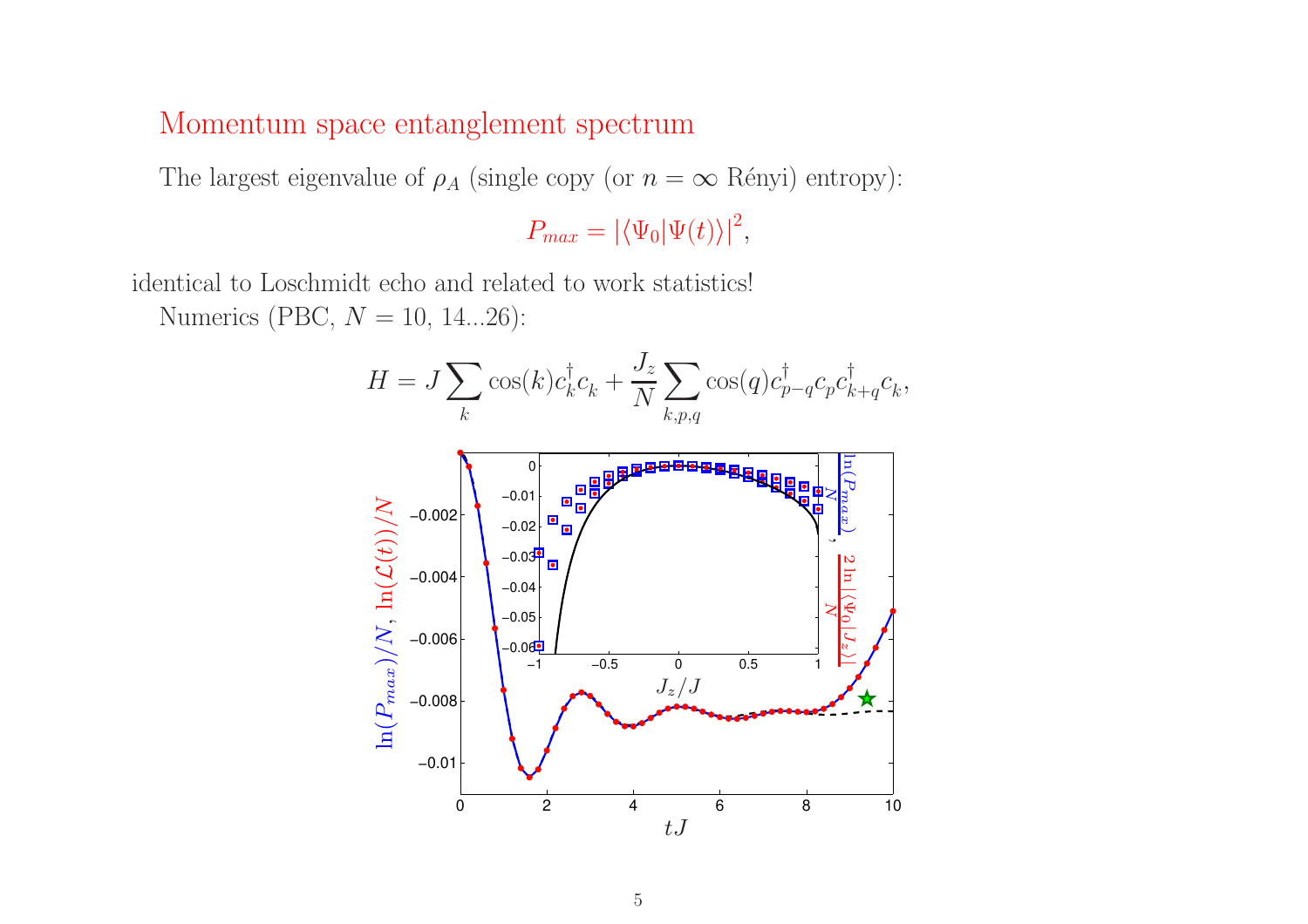# Momentum space entanglement spectrum

The largest eigenvalue of $\rho_A$ (single copy (or $n = \infty$ Rényi) entropy):

$$P_{max} = |\langle \Psi_0 | \Psi(t) \rangle|^2,$$

identical to Loschmidt echo and related to work statistics!

Numerics (PBC, $N = 10$, 14...26):

$$H = J \sum_k \cos(k) c_k^\dagger c_k + \frac{J_z}{N} \sum_{k,p,q} \cos(q) c_{p-q}^\dagger c_p c_{k+q}^\dagger c_k,$$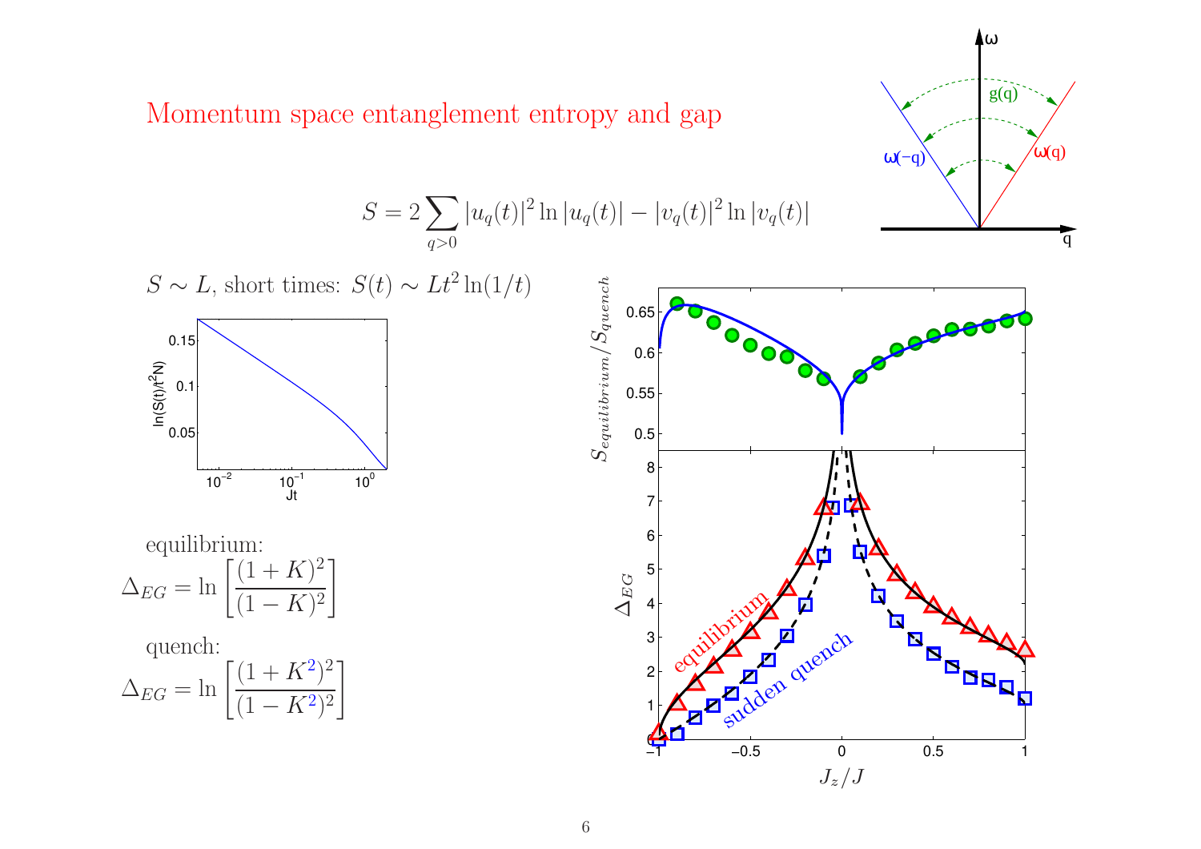# Momentum space entanglement entropy and gap

$$S = 2\sum_{q>0} |u_q(t)|^2 \ln |u_q(t)| - |v_q(t)|^2 \ln |v_q(t)|$$

$S \sim L$, short times: $S(t) \sim Lt^2 \ln(1/t)$

equilibrium:

$$\Delta_{EG} = \ln \left[ \frac{(1+K)^2}{(1-K)^2} \right]$$

quench:

$$\Delta_{EG} = \ln \left[ \frac{(1+K^2)^2}{(1-K^2)^2} \right]$$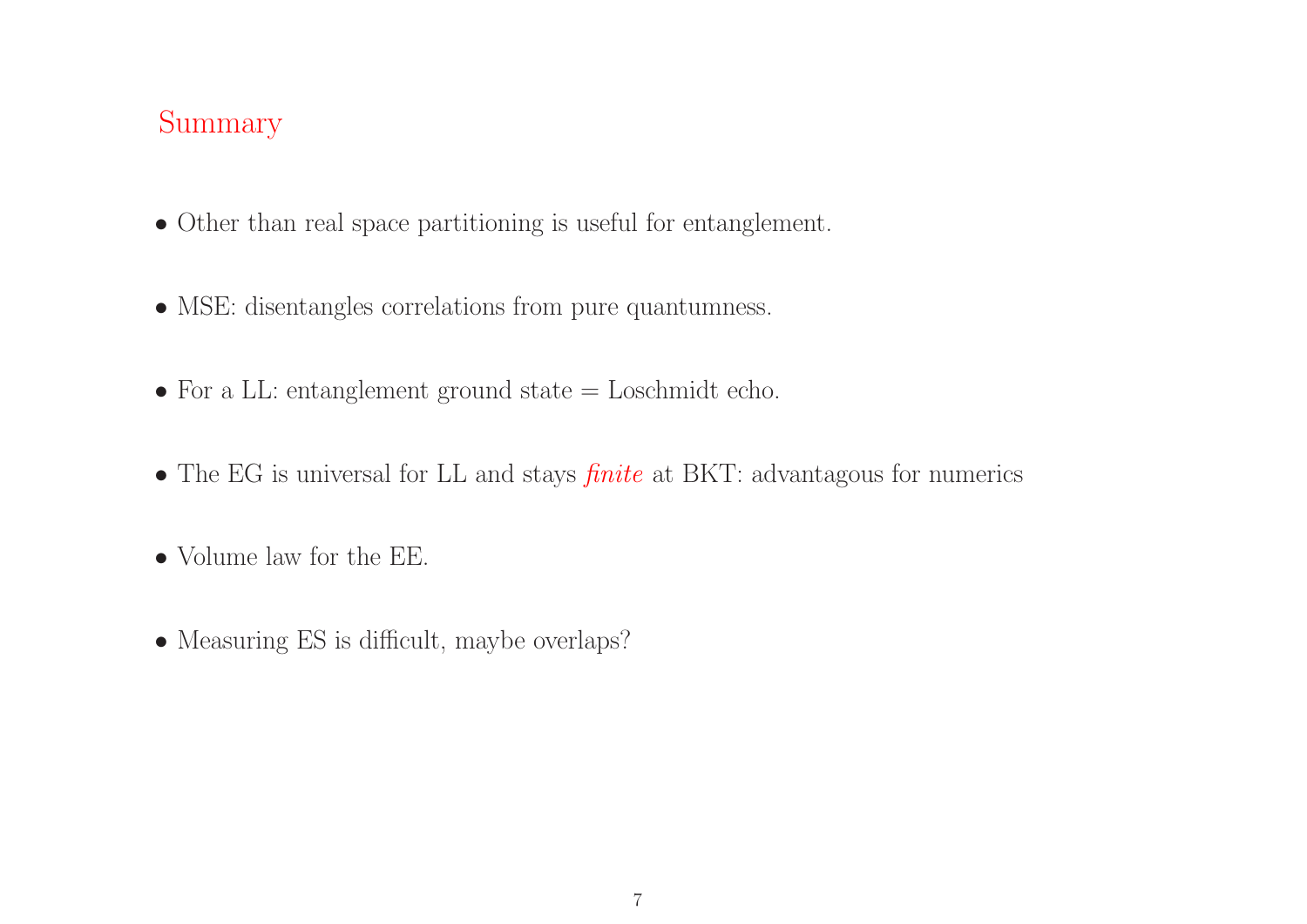## Summary

- Other than real space partitioning is useful for entanglement.
- MSE: disentangles correlations from pure quantumness.
- For a LL: entanglement ground state = Loschmidt echo.
- The EG is universal for LL and stays *finite* at BKT: advantagous for numerics
- Volume law for the EE.
- Measuring ES is difficult, maybe overlaps?